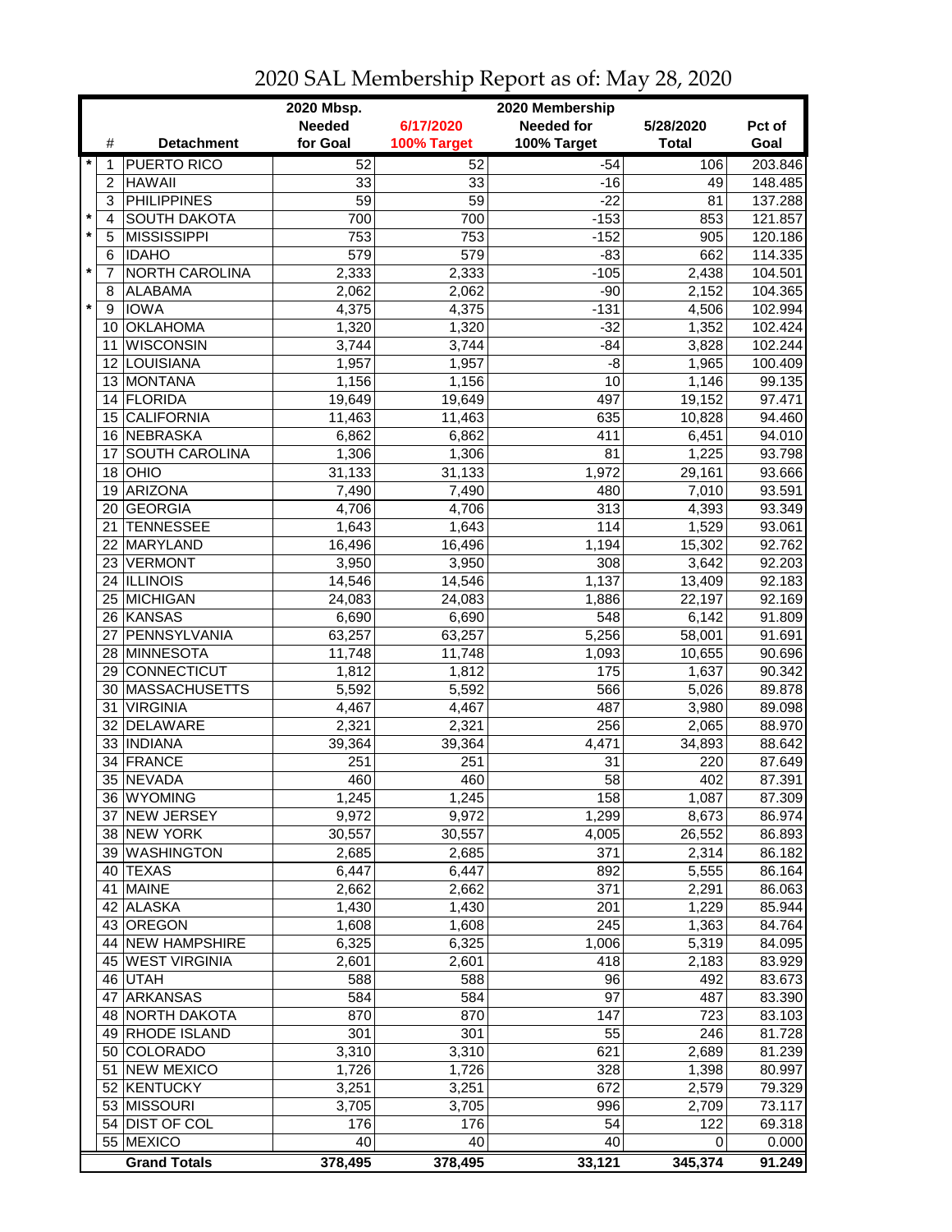# 2020 SAL Membership Report as of: May 28, 2020

| | # | Detachment | 2020 Mbsp. Needed for Goal | 6/17/2020 100% Target | 2020 Membership Needed for 100% Target | 5/28/2020 Total | Pct of Goal |
|---|---|---|---|---|---|---|---|
| * | 1 | PUERTO RICO | 52 | 52 | -54 | 106 | 203.846 |
| | 2 | HAWAII | 33 | 33 | -16 | 49 | 148.485 |
| | 3 | PHILIPPINES | 59 | 59 | -22 | 81 | 137.288 |
| * | 4 | SOUTH DAKOTA | 700 | 700 | -153 | 853 | 121.857 |
| * | 5 | MISSISSIPPI | 753 | 753 | -152 | 905 | 120.186 |
| | 6 | IDAHO | 579 | 579 | -83 | 662 | 114.335 |
| * | 7 | NORTH CAROLINA | 2,333 | 2,333 | -105 | 2,438 | 104.501 |
| | 8 | ALABAMA | 2,062 | 2,062 | -90 | 2,152 | 104.365 |
| * | 9 | IOWA | 4,375 | 4,375 | -131 | 4,506 | 102.994 |
| | 10 | OKLAHOMA | 1,320 | 1,320 | -32 | 1,352 | 102.424 |
| | 11 | WISCONSIN | 3,744 | 3,744 | -84 | 3,828 | 102.244 |
| | 12 | LOUISIANA | 1,957 | 1,957 | -8 | 1,965 | 100.409 |
| | 13 | MONTANA | 1,156 | 1,156 | 10 | 1,146 | 99.135 |
| | 14 | FLORIDA | 19,649 | 19,649 | 497 | 19,152 | 97.471 |
| | 15 | CALIFORNIA | 11,463 | 11,463 | 635 | 10,828 | 94.460 |
| | 16 | NEBRASKA | 6,862 | 6,862 | 411 | 6,451 | 94.010 |
| | 17 | SOUTH CAROLINA | 1,306 | 1,306 | 81 | 1,225 | 93.798 |
| | 18 | OHIO | 31,133 | 31,133 | 1,972 | 29,161 | 93.666 |
| | 19 | ARIZONA | 7,490 | 7,490 | 480 | 7,010 | 93.591 |
| | 20 | GEORGIA | 4,706 | 4,706 | 313 | 4,393 | 93.349 |
| | 21 | TENNESSEE | 1,643 | 1,643 | 114 | 1,529 | 93.061 |
| | 22 | MARYLAND | 16,496 | 16,496 | 1,194 | 15,302 | 92.762 |
| | 23 | VERMONT | 3,950 | 3,950 | 308 | 3,642 | 92.203 |
| | 24 | ILLINOIS | 14,546 | 14,546 | 1,137 | 13,409 | 92.183 |
| | 25 | MICHIGAN | 24,083 | 24,083 | 1,886 | 22,197 | 92.169 |
| | 26 | KANSAS | 6,690 | 6,690 | 548 | 6,142 | 91.809 |
| | 27 | PENNSYLVANIA | 63,257 | 63,257 | 5,256 | 58,001 | 91.691 |
| | 28 | MINNESOTA | 11,748 | 11,748 | 1,093 | 10,655 | 90.696 |
| | 29 | CONNECTICUT | 1,812 | 1,812 | 175 | 1,637 | 90.342 |
| | 30 | MASSACHUSETTS | 5,592 | 5,592 | 566 | 5,026 | 89.878 |
| | 31 | VIRGINIA | 4,467 | 4,467 | 487 | 3,980 | 89.098 |
| | 32 | DELAWARE | 2,321 | 2,321 | 256 | 2,065 | 88.970 |
| | 33 | INDIANA | 39,364 | 39,364 | 4,471 | 34,893 | 88.642 |
| | 34 | FRANCE | 251 | 251 | 31 | 220 | 87.649 |
| | 35 | NEVADA | 460 | 460 | 58 | 402 | 87.391 |
| | 36 | WYOMING | 1,245 | 1,245 | 158 | 1,087 | 87.309 |
| | 37 | NEW JERSEY | 9,972 | 9,972 | 1,299 | 8,673 | 86.974 |
| | 38 | NEW YORK | 30,557 | 30,557 | 4,005 | 26,552 | 86.893 |
| | 39 | WASHINGTON | 2,685 | 2,685 | 371 | 2,314 | 86.182 |
| | 40 | TEXAS | 6,447 | 6,447 | 892 | 5,555 | 86.164 |
| | 41 | MAINE | 2,662 | 2,662 | 371 | 2,291 | 86.063 |
| | 42 | ALASKA | 1,430 | 1,430 | 201 | 1,229 | 85.944 |
| | 43 | OREGON | 1,608 | 1,608 | 245 | 1,363 | 84.764 |
| | 44 | NEW HAMPSHIRE | 6,325 | 6,325 | 1,006 | 5,319 | 84.095 |
| | 45 | WEST VIRGINIA | 2,601 | 2,601 | 418 | 2,183 | 83.929 |
| | 46 | UTAH | 588 | 588 | 96 | 492 | 83.673 |
| | 47 | ARKANSAS | 584 | 584 | 97 | 487 | 83.390 |
| | 48 | NORTH DAKOTA | 870 | 870 | 147 | 723 | 83.103 |
| | 49 | RHODE ISLAND | 301 | 301 | 55 | 246 | 81.728 |
| | 50 | COLORADO | 3,310 | 3,310 | 621 | 2,689 | 81.239 |
| | 51 | NEW MEXICO | 1,726 | 1,726 | 328 | 1,398 | 80.997 |
| | 52 | KENTUCKY | 3,251 | 3,251 | 672 | 2,579 | 79.329 |
| | 53 | MISSOURI | 3,705 | 3,705 | 996 | 2,709 | 73.117 |
| | 54 | DIST OF COL | 176 | 176 | 54 | 122 | 69.318 |
| | 55 | MEXICO | 40 | 40 | 40 | 0 | 0.000 |
| | | **Grand Totals** | **378,495** | **378,495** | **33,121** | **345,374** | **91.249** |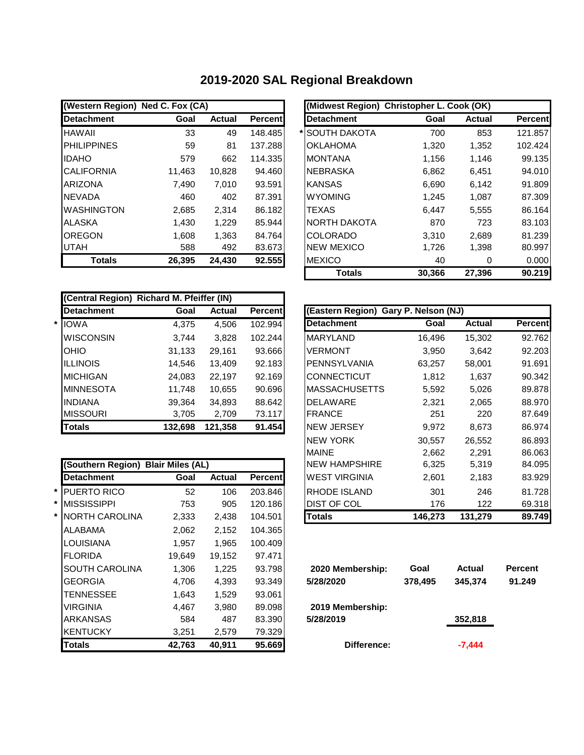# 2019-2020 SAL Regional Breakdown

| (Western Region) Ned C. Fox (CA) | | | |
|---|---|---|---|
| **Detachment** | **Goal** | **Actual** | **Percent** |
| HAWAII | 33 | 49 | 148.485 |
| PHILIPPINES | 59 | 81 | 137.288 |
| IDAHO | 579 | 662 | 114.335 |
| CALIFORNIA | 11,463 | 10,828 | 94.460 |
| ARIZONA | 7,490 | 7,010 | 93.591 |
| NEVADA | 460 | 402 | 87.391 |
| WASHINGTON | 2,685 | 2,314 | 86.182 |
| ALASKA | 1,430 | 1,229 | 85.944 |
| OREGON | 1,608 | 1,363 | 84.764 |
| UTAH | 588 | 492 | 83.673 |
| **Totals** | **26,395** | **24,430** | **92.555** |

| | (Midwest Region) Christopher L. Cook (OK) | | | |
|---|---|---|---|---|
| | **Detachment** | **Goal** | **Actual** | **Percent** |
| * | SOUTH DAKOTA | 700 | 853 | 121.857 |
| | OKLAHOMA | 1,320 | 1,352 | 102.424 |
| | MONTANA | 1,156 | 1,146 | 99.135 |
| | NEBRASKA | 6,862 | 6,451 | 94.010 |
| | KANSAS | 6,690 | 6,142 | 91.809 |
| | WYOMING | 1,245 | 1,087 | 87.309 |
| | TEXAS | 6,447 | 5,555 | 86.164 |
| | NORTH DAKOTA | 870 | 723 | 83.103 |
| | COLORADO | 3,310 | 2,689 | 81.239 |
| | NEW MEXICO | 1,726 | 1,398 | 80.997 |
| | MEXICO | 40 | 0 | 0.000 |
| | **Totals** | **30,366** | **27,396** | **90.219** |

| | (Central Region) Richard M. Pfeiffer (IN) | | | |
|---|---|---|---|---|
| | **Detachment** | **Goal** | **Actual** | **Percent** |
| * | IOWA | 4,375 | 4,506 | 102.994 |
| | WISCONSIN | 3,744 | 3,828 | 102.244 |
| | OHIO | 31,133 | 29,161 | 93.666 |
| | ILLINOIS | 14,546 | 13,409 | 92.183 |
| | MICHIGAN | 24,083 | 22,197 | 92.169 |
| | MINNESOTA | 11,748 | 10,655 | 90.696 |
| | INDIANA | 39,364 | 34,893 | 88.642 |
| | MISSOURI | 3,705 | 2,709 | 73.117 |
| | **Totals** | **132,698** | **121,358** | **91.454** |

| (Eastern Region) Gary P. Nelson (NJ) | | | |
|---|---|---|---|
| **Detachment** | **Goal** | **Actual** | **Percent** |
| MARYLAND | 16,496 | 15,302 | 92.762 |
| VERMONT | 3,950 | 3,642 | 92.203 |
| PENNSYLVANIA | 63,257 | 58,001 | 91.691 |
| CONNECTICUT | 1,812 | 1,637 | 90.342 |
| MASSACHUSETTS | 5,592 | 5,026 | 89.878 |
| DELAWARE | 2,321 | 2,065 | 88.970 |
| FRANCE | 251 | 220 | 87.649 |
| NEW JERSEY | 9,972 | 8,673 | 86.974 |
| NEW YORK | 30,557 | 26,552 | 86.893 |
| MAINE | 2,662 | 2,291 | 86.063 |
| NEW HAMPSHIRE | 6,325 | 5,319 | 84.095 |
| WEST VIRGINIA | 2,601 | 2,183 | 83.929 |
| RHODE ISLAND | 301 | 246 | 81.728 |
| DIST OF COL | 176 | 122 | 69.318 |
| **Totals** | **146,273** | **131,279** | **89.749** |

| | (Southern Region) Blair Miles (AL) | | | |
|---|---|---|---|---|
| | **Detachment** | **Goal** | **Actual** | **Percent** |
| * | PUERTO RICO | 52 | 106 | 203.846 |
| * | MISSISSIPPI | 753 | 905 | 120.186 |
| * | NORTH CAROLINA | 2,333 | 2,438 | 104.501 |
| | ALABAMA | 2,062 | 2,152 | 104.365 |
| | LOUISIANA | 1,957 | 1,965 | 100.409 |
| | FLORIDA | 19,649 | 19,152 | 97.471 |
| | SOUTH CAROLINA | 1,306 | 1,225 | 93.798 |
| | GEORGIA | 4,706 | 4,393 | 93.349 |
| | TENNESSEE | 1,643 | 1,529 | 93.061 |
| | VIRGINIA | 4,467 | 3,980 | 89.098 |
| | ARKANSAS | 584 | 487 | 83.390 |
| | KENTUCKY | 3,251 | 2,579 | 79.329 |
| | **Totals** | **42,763** | **40,911** | **95.669** |

| | | | |
|---|---|---|---|
| **2020 Membership:** | **Goal** | **Actual** | **Percent** |
| **5/28/2020** | **378,495** | **345,374** | **91.249** |
| **2019 Membership:** | | | |
| **5/28/2019** | | **352,818** | |
| **Difference:** | | **-7,444** | |